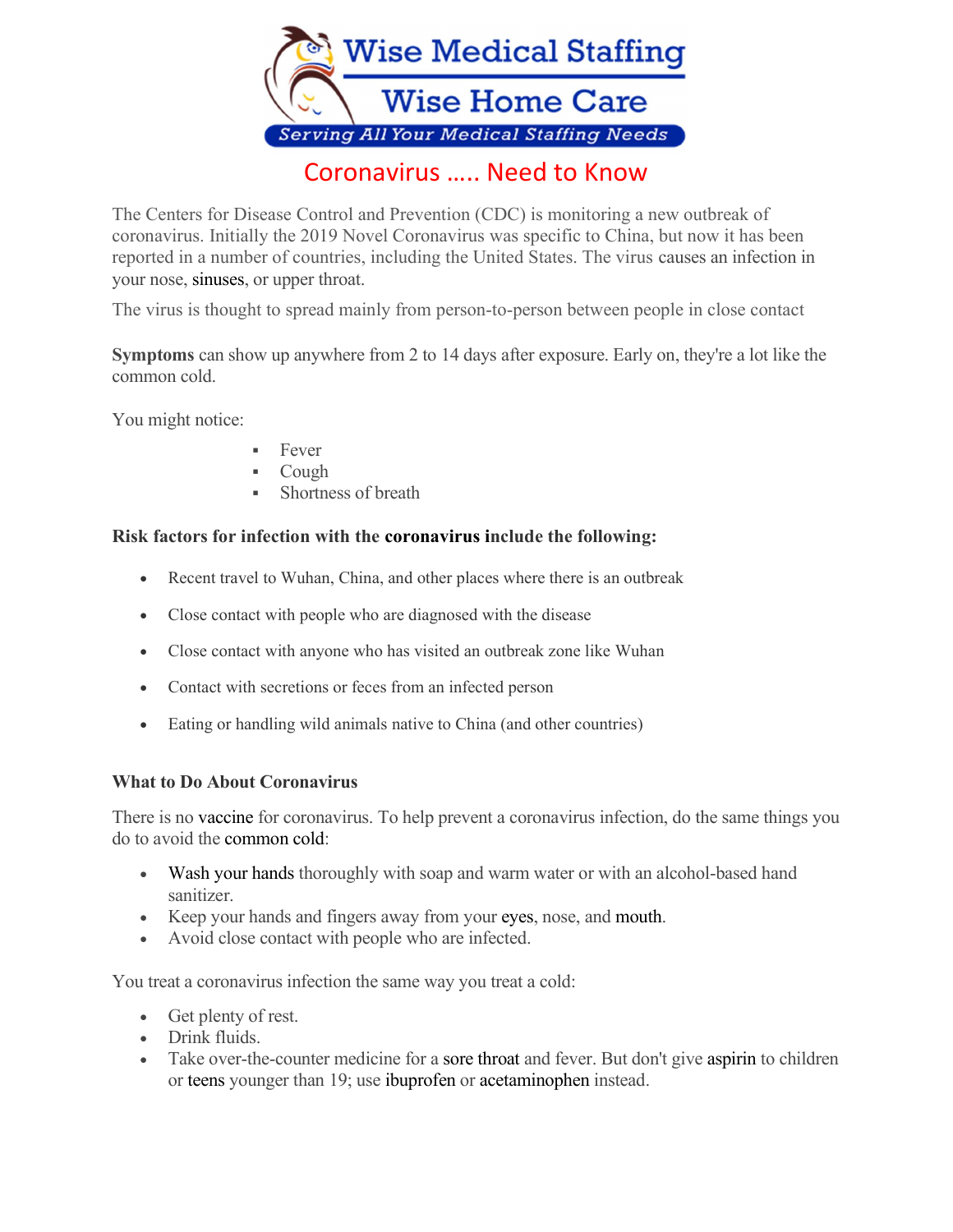Wise Medical Staffing

Wise Home Care

Serving All Your Medical Staffing Needs

# Coronavirus ….. Need to Know

The Centers for Disease Control and Prevention (CDC) is monitoring a new outbreak of coronavirus. Initially the 2019 Novel Coronavirus was specific to China, but now it has been reported in a number of countries, including the United States. The virus causes an infection in your nose, sinuses, or upper throat.

The virus is thought to spread mainly from person-to-person between people in close contact

**Symptoms** can show up anywhere from 2 to 14 days after exposure. Early on, they're a lot like the common cold.

You might notice:

- Fever
- Cough
- Shortness of breath

**Risk factors for infection with the coronavirus include the following:**

- Recent travel to Wuhan, China, and other places where there is an outbreak
- Close contact with people who are diagnosed with the disease
- Close contact with anyone who has visited an outbreak zone like Wuhan
- Contact with secretions or feces from an infected person
- Eating or handling wild animals native to China (and other countries)

**What to Do About Coronavirus**

There is no vaccine for coronavirus. To help prevent a coronavirus infection, do the same things you do to avoid the common cold:

- Wash your hands thoroughly with soap and warm water or with an alcohol-based hand sanitizer.
- Keep your hands and fingers away from your eyes, nose, and mouth.
- Avoid close contact with people who are infected.

You treat a coronavirus infection the same way you treat a cold:

- Get plenty of rest.
- Drink fluids.
- Take over-the-counter medicine for a sore throat and fever. But don't give aspirin to children or teens younger than 19; use ibuprofen or acetaminophen instead.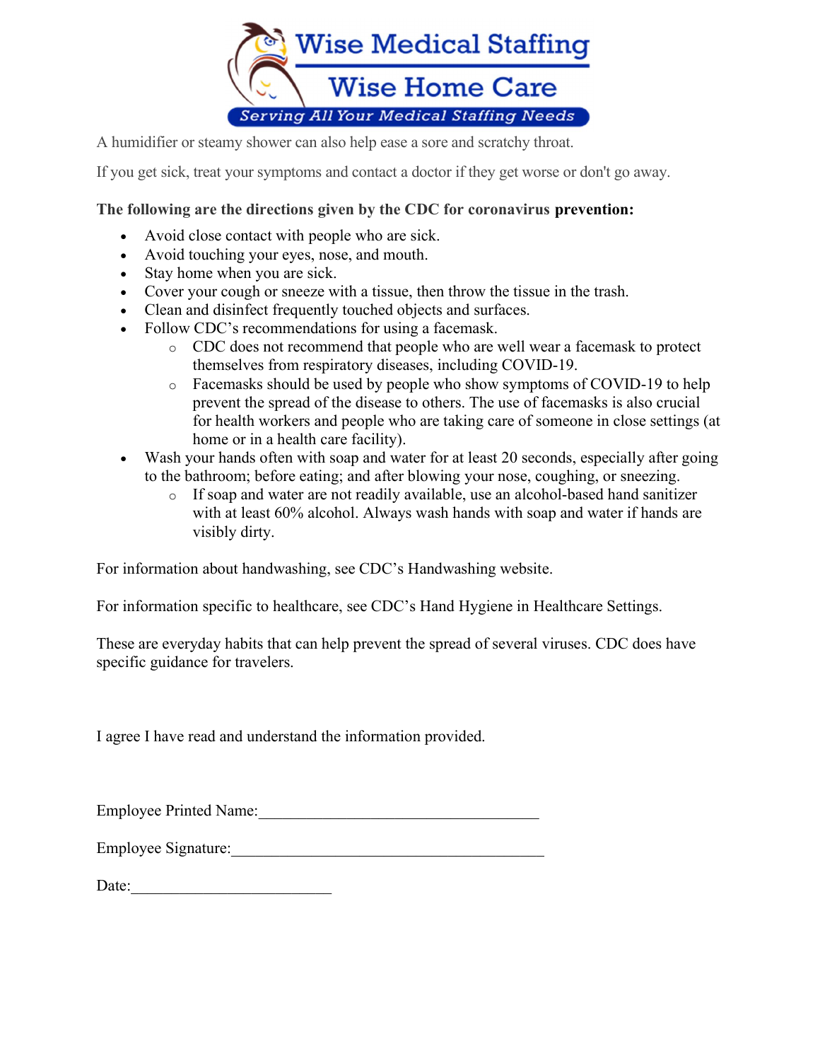A humidifier or steamy shower can also help ease a sore and scratchy throat.

If you get sick, treat your symptoms and contact a doctor if they get worse or don't go away.

**The following are the directions given by the CDC for coronavirus prevention:**

- Avoid close contact with people who are sick.
- Avoid touching your eyes, nose, and mouth.
- Stay home when you are sick.
- Cover your cough or sneeze with a tissue, then throw the tissue in the trash.
- Clean and disinfect frequently touched objects and surfaces.
- Follow CDC's recommendations for using a facemask.
  - CDC does not recommend that people who are well wear a facemask to protect themselves from respiratory diseases, including COVID-19.
  - Facemasks should be used by people who show symptoms of COVID-19 to help prevent the spread of the disease to others. The use of facemasks is also crucial for health workers and people who are taking care of someone in close settings (at home or in a health care facility).
- Wash your hands often with soap and water for at least 20 seconds, especially after going to the bathroom; before eating; and after blowing your nose, coughing, or sneezing.
  - If soap and water are not readily available, use an alcohol-based hand sanitizer with at least 60% alcohol. Always wash hands with soap and water if hands are visibly dirty.

For information about handwashing, see CDC's Handwashing website.

For information specific to healthcare, see CDC's Hand Hygiene in Healthcare Settings.

These are everyday habits that can help prevent the spread of several viruses. CDC does have specific guidance for travelers.

I agree I have read and understand the information provided.

Employee Printed Name:____________________________________

Employee Signature:________________________________________

Date:__________________________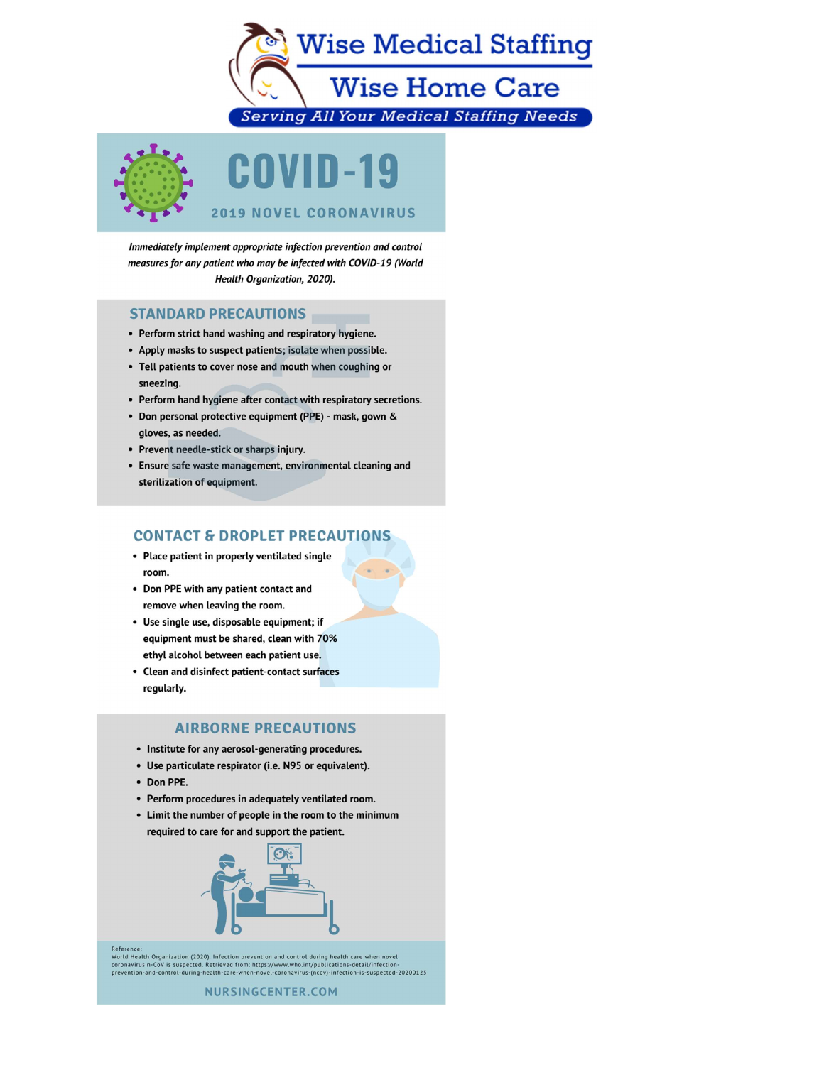Wise Medical Staffing

Wise Home Care

Serving All Your Medical Staffing Needs

# COVID-19

## 2019 NOVEL CORONAVIRUS

*Immediately implement appropriate infection prevention and control measures for any patient who may be infected with COVID-19 (World Health Organization, 2020).*

## STANDARD PRECAUTIONS

- Perform strict hand washing and respiratory hygiene.
- Apply masks to suspect patients; isolate when possible.
- Tell patients to cover nose and mouth when coughing or sneezing.
- Perform hand hygiene after contact with respiratory secretions.
- Don personal protective equipment (PPE) - mask, gown & gloves, as needed.
- Prevent needle-stick or sharps injury.
- Ensure safe waste management, environmental cleaning and sterilization of equipment.

## CONTACT & DROPLET PRECAUTIONS

- Place patient in properly ventilated single room.
- Don PPE with any patient contact and remove when leaving the room.
- Use single use, disposable equipment; if equipment must be shared, clean with 70% ethyl alcohol between each patient use.
- Clean and disinfect patient-contact surfaces regularly.

## AIRBORNE PRECAUTIONS

- Institute for any aerosol-generating procedures.
- Use particulate respirator (i.e. N95 or equivalent).
- Don PPE.
- Perform procedures in adequately ventilated room.
- Limit the number of people in the room to the minimum required to care for and support the patient.

Reference:
World Health Organization (2020). Infection prevention and control during health care when novel coronavirus n-CoV is suspected. Retrieved from: https://www.who.int/publications-detail/infection-prevention-and-control-during-health-care-when-novel-coronavirus-(ncov)-infection-is-suspected-20200125

NURSINGCENTER.COM